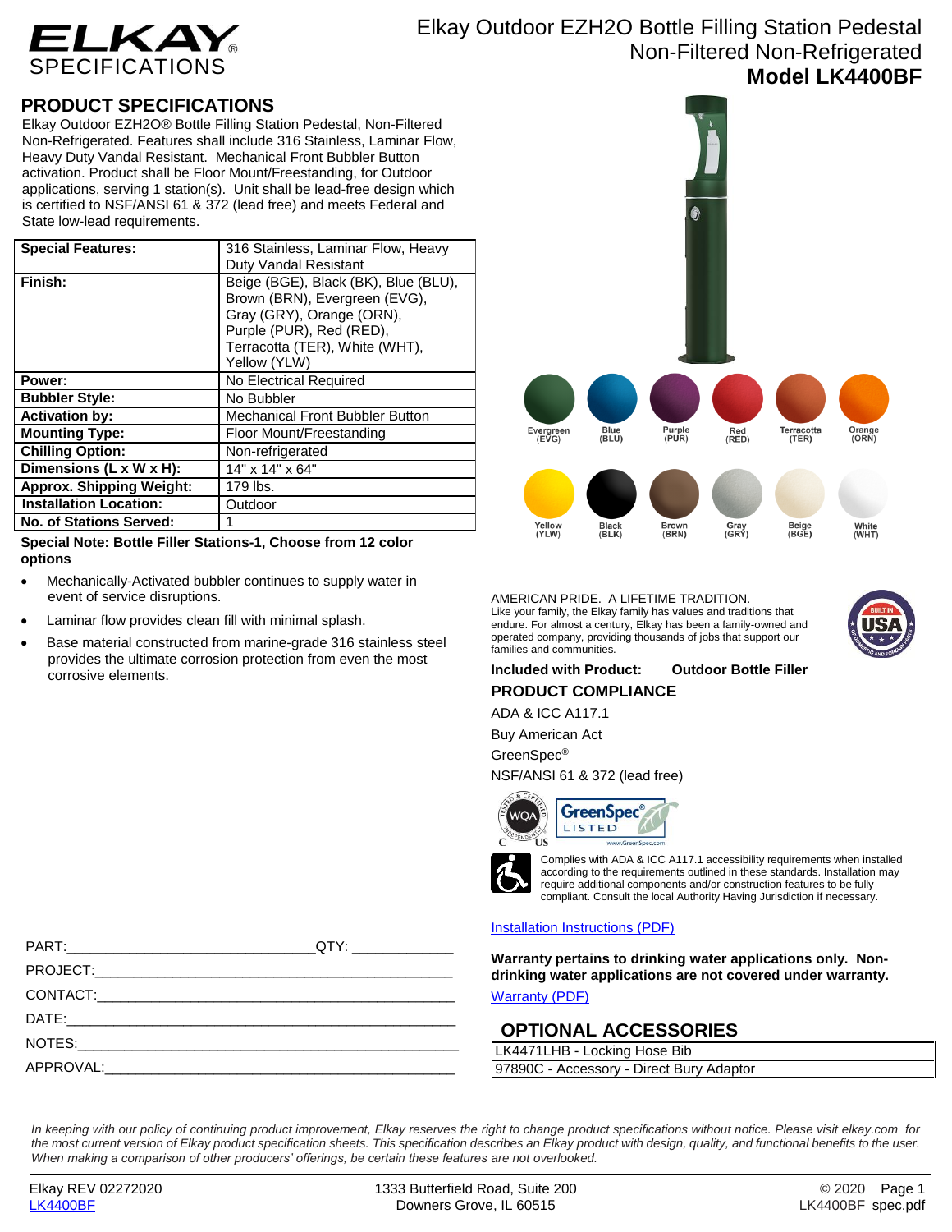# Elkay Outdoor EZH2O Bottle Filling Station Pedestal Non-Filtered Non-Refrigerated

**Model LK4400BF**

ELKAY SPECIFICATIONS

## PRODUCT SPECIFICATIONS

Elkay Outdoor EZH2O® Bottle Filling Station Pedestal, Non-Filtered Non-Refrigerated. Features shall include 316 Stainless, Laminar Flow, Heavy Duty Vandal Resistant. Mechanical Front Bubbler Button activation. Product shall be Floor Mount/Freestanding, for Outdoor applications, serving 1 station(s). Unit shall be lead-free design which is certified to NSF/ANSI 61 & 372 (lead free) and meets Federal and State low-lead requirements.

| | |
|---|---|
| **Special Features:** | 316 Stainless, Laminar Flow, Heavy Duty Vandal Resistant |
| **Finish:** | Beige (BGE), Black (BK), Blue (BLU), Brown (BRN), Evergreen (EVG), Gray (GRY), Orange (ORN), Purple (PUR), Red (RED), Terracotta (TER), White (WHT), Yellow (YLW) |
| **Power:** | No Electrical Required |
| **Bubbler Style:** | No Bubbler |
| **Activation by:** | Mechanical Front Bubbler Button |
| **Mounting Type:** | Floor Mount/Freestanding |
| **Chilling Option:** | Non-refrigerated |
| **Dimensions (L x W x H):** | 14" x 14" x 64" |
| **Approx. Shipping Weight:** | 179 lbs. |
| **Installation Location:** | Outdoor |
| **No. of Stations Served:** | 1 |

**Special Note: Bottle Filler Stations-1, Choose from 12 color options**

- Mechanically-Activated bubbler continues to supply water in event of service disruptions.
- Laminar flow provides clean fill with minimal splash.
- Base material constructed from marine-grade 316 stainless steel provides the ultimate corrosion protection from even the most corrosive elements.

Evergreen (EVG) | Blue (BLU) | Purple (PUR) | Red (RED) | Terracotta (TER) | Orange (ORN)
Yellow (YLW) | Black (BLK) | Brown (BRN) | Gray (GRY) | Beige (BGE) | White (WHT)

AMERICAN PRIDE. A LIFETIME TRADITION.
Like your family, the Elkay family has values and traditions that endure. For almost a century, Elkay has been a family-owned and operated company, providing thousands of jobs that support our families and communities.

**Included with Product:** **Outdoor Bottle Filler**

## PRODUCT COMPLIANCE

ADA & ICC A117.1

Buy American Act

GreenSpec®

NSF/ANSI 61 & 372 (lead free)

Complies with ADA & ICC A117.1 accessibility requirements when installed according to the requirements outlined in these standards. Installation may require additional components and/or construction features to be fully compliant. Consult the local Authority Having Jurisdiction if necessary.

[Installation Instructions (PDF)](#)

**Warranty pertains to drinking water applications only. Non-drinking water applications are not covered under warranty.**

[Warranty (PDF)](#)

## OPTIONAL ACCESSORIES

| |
|---|
| LK4471LHB - Locking Hose Bib |
| 97890C - Accessory - Direct Bury Adaptor |

PART:_______________________________QTY: ____________

PROJECT:_____________________________________________

CONTACT:_____________________________________________

DATE:________________________________________________

NOTES:_______________________________________________

APPROVAL:____________________________________________

*In keeping with our policy of continuing product improvement, Elkay reserves the right to change product specifications without notice. Please visit elkay.com for the most current version of Elkay product specification sheets. This specification describes an Elkay product with design, quality, and functional benefits to the user. When making a comparison of other producers' offerings, be certain these features are not overlooked.*

Elkay REV 02272020 | 1333 Butterfield Road, Suite 200, Downers Grove, IL 60515 | © 2020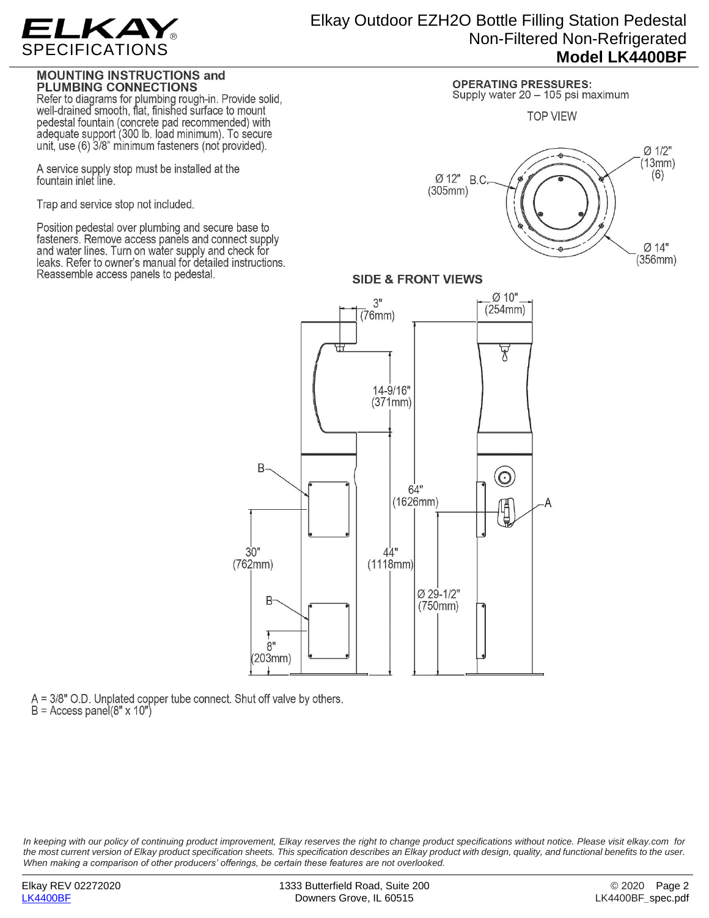# Elkay Outdoor EZH2O Bottle Filling Station Pedestal Non-Filtered Non-Refrigerated

**Model LK4400BF**

## MOUNTING INSTRUCTIONS and PLUMBING CONNECTIONS

Refer to diagrams for plumbing rough-in. Provide solid, well-drained smooth, flat, finished surface to mount pedestal fountain (concrete pad recommended) with adequate support (300 lb. load minimum). To secure unit, use (6) 3/8" minimum fasteners (not provided).

A service supply stop must be installed at the fountain inlet line.

Trap and service stop not included.

Position pedestal over plumbing and secure base to fasteners. Remove access panels and connect supply and water lines. Turn on water supply and check for leaks. Refer to owner's manual for detailed instructions. Reassemble access panels to pedestal.

## OPERATING PRESSURES:

Supply water 20 – 105 psi maximum

TOP VIEW

Ø 1/2" (13mm) (6)

Ø 12" B.C. (305mm)

Ø 14" (356mm)

SIDE & FRONT VIEWS

3" (76mm)

Ø 10" (254mm)

14-9/16" (371mm)

64" (1626mm)

B

A

30" (762mm)

44" (1118mm)

Ø 29-1/2" (750mm)

B

8" (203mm)

A = 3/8" O.D. Unplated copper tube connect. Shut off valve by others.
B = Access panel(8" x 10")

*In keeping with our policy of continuing product improvement, Elkay reserves the right to change product specifications without notice. Please visit elkay.com for the most current version of Elkay product specification sheets. This specification describes an Elkay product with design, quality, and functional benefits to the user. When making a comparison of other producers' offerings, be certain these features are not overlooked.*

Elkay REV 02272020
LK4400BF

1333 Butterfield Road, Suite 200
Downers Grove, IL 60515

© 2020
LK4400BF_spec.pdf